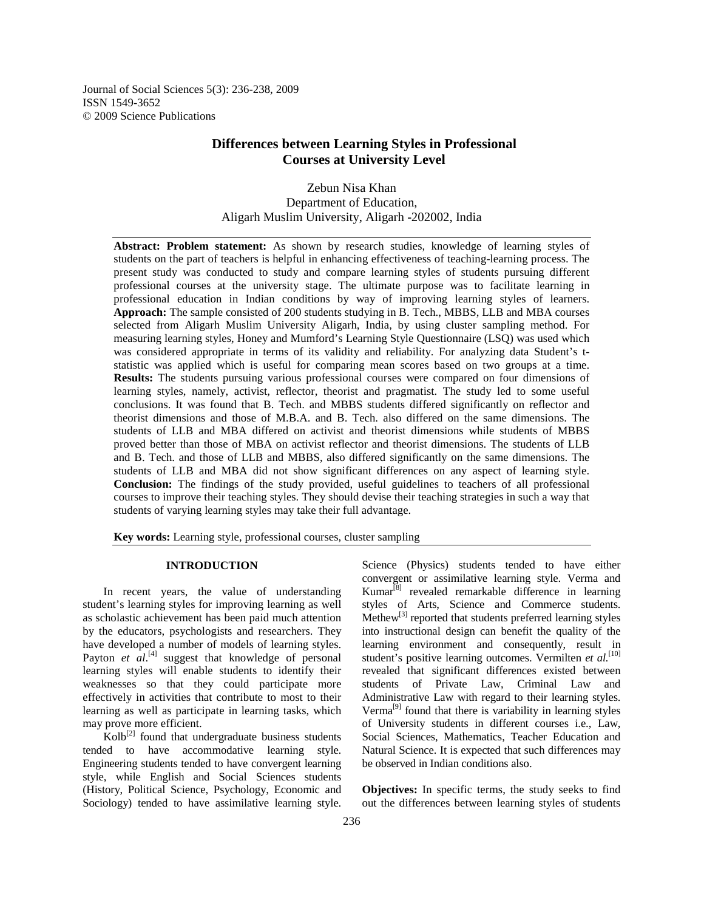# Differences between Learning Styles in Professional Courses at University Level

Zebun Nisa Khan
Department of Education,
Aligarh Muslim University, Aligarh -202002, India

**Abstract: Problem statement:** As shown by research studies, knowledge of learning styles of students on the part of teachers is helpful in enhancing effectiveness of teaching-learning process. The present study was conducted to study and compare learning styles of students pursuing different professional courses at the university stage. The ultimate purpose was to facilitate learning in professional education in Indian conditions by way of improving learning styles of learners. **Approach:** The sample consisted of 200 students studying in B. Tech., MBBS, LLB and MBA courses selected from Aligarh Muslim University Aligarh, India, by using cluster sampling method. For measuring learning styles, Honey and Mumford's Learning Style Questionnaire (LSQ) was used which was considered appropriate in terms of its validity and reliability. For analyzing data Student's t-statistic was applied which is useful for comparing mean scores based on two groups at a time. **Results:** The students pursuing various professional courses were compared on four dimensions of learning styles, namely, activist, reflector, theorist and pragmatist. The study led to some useful conclusions. It was found that B. Tech. and MBBS students differed significantly on reflector and theorist dimensions and those of M.B.A. and B. Tech. also differed on the same dimensions. The students of LLB and MBA differed on activist and theorist dimensions while students of MBBS proved better than those of MBA on activist reflector and theorist dimensions. The students of LLB and B. Tech. and those of LLB and MBBS, also differed significantly on the same dimensions. The students of LLB and MBA did not show significant differences on any aspect of learning style. **Conclusion:** The findings of the study provided, useful guidelines to teachers of all professional courses to improve their teaching styles. They should devise their teaching strategies in such a way that students of varying learning styles may take their full advantage.

**Key words:** Learning style, professional courses, cluster sampling

## INTRODUCTION

In recent years, the value of understanding student's learning styles for improving learning as well as scholastic achievement has been paid much attention by the educators, psychologists and researchers. They have developed a number of models of learning styles. Payton *et al*.[4] suggest that knowledge of personal learning styles will enable students to identify their weaknesses so that they could participate more effectively in activities that contribute to most to their learning as well as participate in learning tasks, which may prove more efficient.

Kolb[2] found that undergraduate business students tended to have accommodative learning style. Engineering students tended to have convergent learning style, while English and Social Sciences students (History, Political Science, Psychology, Economic and Sociology) tended to have assimilative learning style. Science (Physics) students tended to have either convergent or assimilative learning style. Verma and Kumar[8] revealed remarkable difference in learning styles of Arts, Science and Commerce students. Methew[3] reported that students preferred learning styles into instructional design can benefit the quality of the learning environment and consequently, result in student's positive learning outcomes. Vermilten *et al.*[10] revealed that significant differences existed between students of Private Law, Criminal Law and Administrative Law with regard to their learning styles. Verma[9] found that there is variability in learning styles of University students in different courses i.e., Law, Social Sciences, Mathematics, Teacher Education and Natural Science. It is expected that such differences may be observed in Indian conditions also.

**Objectives:** In specific terms, the study seeks to find out the differences between learning styles of students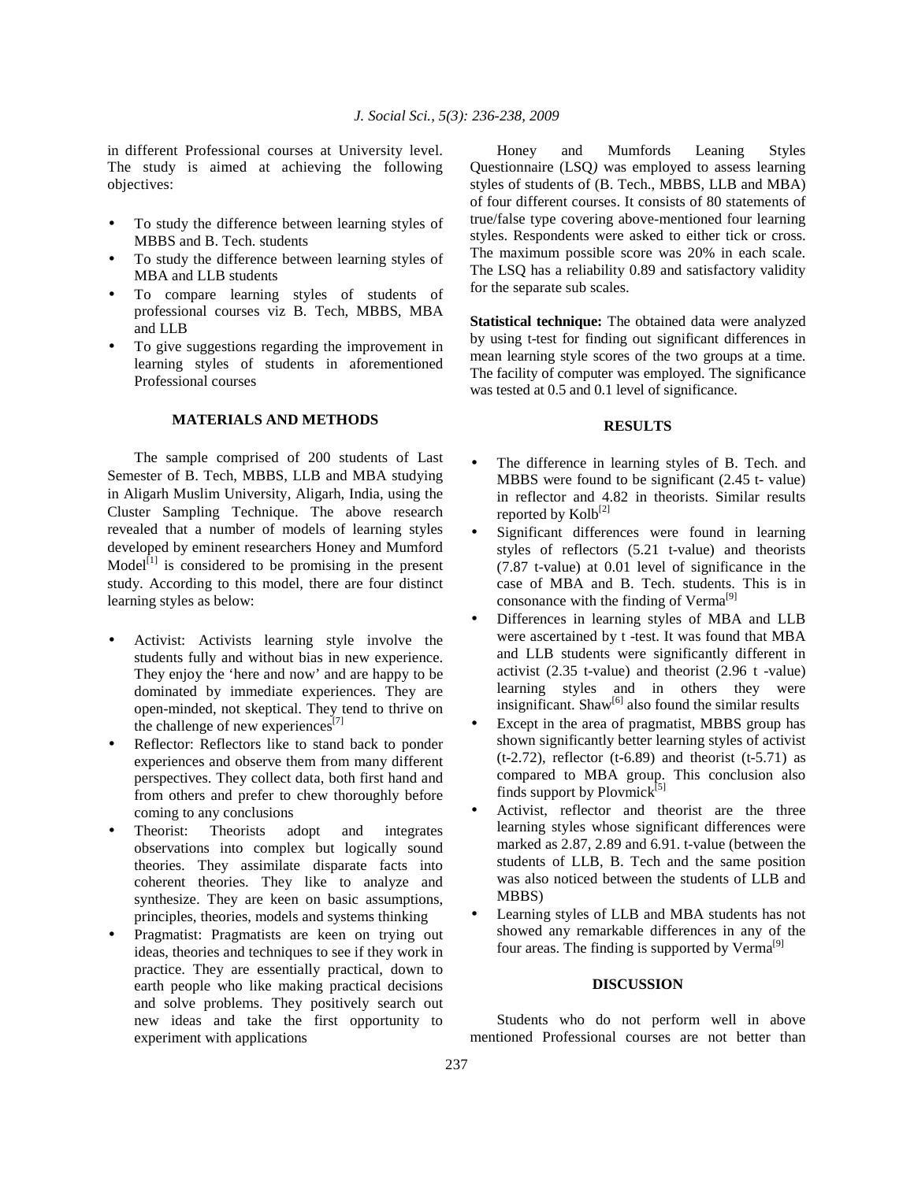in different Professional courses at University level. The study is aimed at achieving the following objectives:

- To study the difference between learning styles of MBBS and B. Tech. students
- To study the difference between learning styles of MBA and LLB students
- To compare learning styles of students of professional courses viz B. Tech, MBBS, MBA and LLB
- To give suggestions regarding the improvement in learning styles of students in aforementioned Professional courses

## MATERIALS AND METHODS

The sample comprised of 200 students of Last Semester of B. Tech, MBBS, LLB and MBA studying in Aligarh Muslim University, Aligarh, India, using the Cluster Sampling Technique. The above research revealed that a number of models of learning styles developed by eminent researchers Honey and Mumford Model[1] is considered to be promising in the present study. According to this model, there are four distinct learning styles as below:

- Activist: Activists learning style involve the students fully and without bias in new experience. They enjoy the 'here and now' and are happy to be dominated by immediate experiences. They are open-minded, not skeptical. They tend to thrive on the challenge of new experiences[7]
- Reflector: Reflectors like to stand back to ponder experiences and observe them from many different perspectives. They collect data, both first hand and from others and prefer to chew thoroughly before coming to any conclusions
- Theorist: Theorists adopt and integrates observations into complex but logically sound theories. They assimilate disparate facts into coherent theories. They like to analyze and synthesize. They are keen on basic assumptions, principles, theories, models and systems thinking
- Pragmatist: Pragmatists are keen on trying out ideas, theories and techniques to see if they work in practice. They are essentially practical, down to earth people who like making practical decisions and solve problems. They positively search out new ideas and take the first opportunity to experiment with applications

Honey and Mumfords Leaning Styles Questionnaire (LSQ*)* was employed to assess learning styles of students of (B. Tech., MBBS, LLB and MBA) of four different courses. It consists of 80 statements of true/false type covering above-mentioned four learning styles. Respondents were asked to either tick or cross. The maximum possible score was 20% in each scale. The LSQ has a reliability 0.89 and satisfactory validity for the separate sub scales.

**Statistical technique:** The obtained data were analyzed by using t-test for finding out significant differences in mean learning style scores of the two groups at a time. The facility of computer was employed. The significance was tested at 0.5 and 0.1 level of significance.

## RESULTS

- The difference in learning styles of B. Tech. and MBBS were found to be significant (2.45 t- value) in reflector and 4.82 in theorists. Similar results reported by Kolb[2]
- Significant differences were found in learning styles of reflectors (5.21 t-value) and theorists (7.87 t-value) at 0.01 level of significance in the case of MBA and B. Tech. students. This is in consonance with the finding of Verma[9]
- Differences in learning styles of MBA and LLB were ascertained by t -test. It was found that MBA and LLB students were significantly different in activist (2.35 t-value) and theorist (2.96 t -value) learning styles and in others they were insignificant. Shaw[6] also found the similar results
- Except in the area of pragmatist, MBBS group has shown significantly better learning styles of activist (t-2.72), reflector (t-6.89) and theorist (t-5.71) as compared to MBA group. This conclusion also finds support by Plovmick[5]
- Activist, reflector and theorist are the three learning styles whose significant differences were marked as 2.87, 2.89 and 6.91. t-value (between the students of LLB, B. Tech and the same position was also noticed between the students of LLB and MBBS)
- Learning styles of LLB and MBA students has not showed any remarkable differences in any of the four areas. The finding is supported by Verma[9]

## DISCUSSION

Students who do not perform well in above mentioned Professional courses are not better than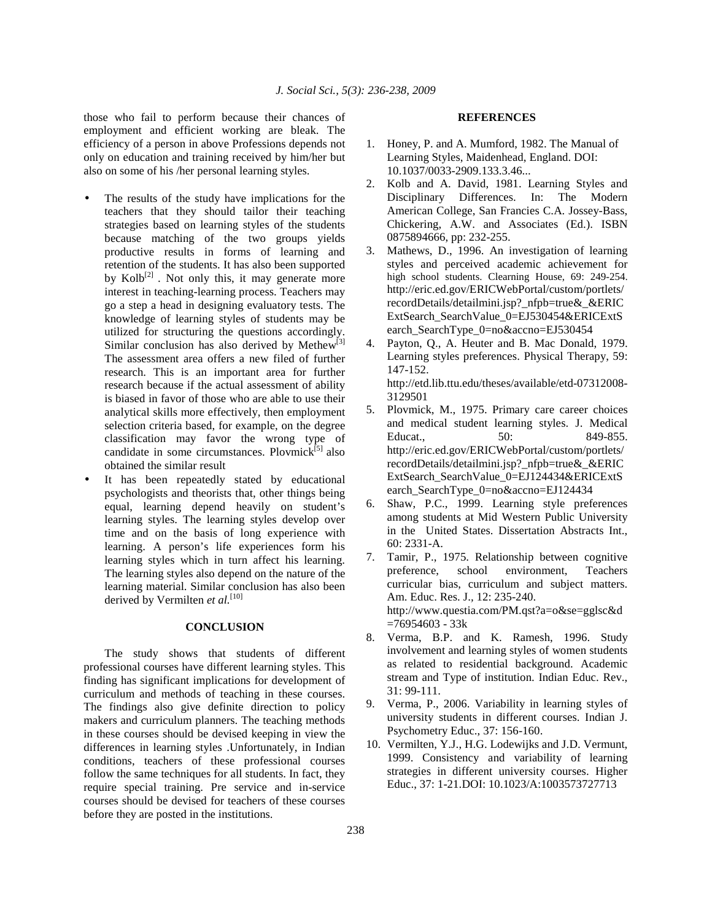those who fail to perform because their chances of employment and efficient working are bleak. The efficiency of a person in above Professions depends not only on education and training received by him/her but also on some of his /her personal learning styles.

- The results of the study have implications for the teachers that they should tailor their teaching strategies based on learning styles of the students because matching of the two groups yields productive results in forms of learning and retention of the students. It has also been supported by Kolb[2] . Not only this, it may generate more interest in teaching-learning process. Teachers may go a step a head in designing evaluatory tests. The knowledge of learning styles of students may be utilized for structuring the questions accordingly. Similar conclusion has also derived by Methew[3] The assessment area offers a new filed of further research. This is an important area for further research because if the actual assessment of ability is biased in favor of those who are able to use their analytical skills more effectively, then employment selection criteria based, for example, on the degree classification may favor the wrong type of candidate in some circumstances. Plovmick[5] also obtained the similar result
- It has been repeatedly stated by educational psychologists and theorists that, other things being equal, learning depend heavily on student's learning styles. The learning styles develop over time and on the basis of long experience with learning. A person's life experiences form his learning styles which in turn affect his learning. The learning styles also depend on the nature of the learning material. Similar conclusion has also been derived by Vermilten *et al.*[10]

## CONCLUSION

The study shows that students of different professional courses have different learning styles. This finding has significant implications for development of curriculum and methods of teaching in these courses. The findings also give definite direction to policy makers and curriculum planners. The teaching methods in these courses should be devised keeping in view the differences in learning styles .Unfortunately, in Indian conditions, teachers of these professional courses follow the same techniques for all students. In fact, they require special training. Pre service and in-service courses should be devised for teachers of these courses before they are posted in the institutions.

## REFERENCES

1. Honey, P. and A. Mumford, 1982. The Manual of Learning Styles, Maidenhead, England. DOI: 10.1037/0033-2909.133.3.46...
2. Kolb and A. David, 1981. Learning Styles and Disciplinary Differences. In: The Modern American College, San Francies C.A. Jossey-Bass, Chickering, A.W. and Associates (Ed.). ISBN 0875894666, pp: 232-255.
3. Mathews, D., 1996. An investigation of learning styles and perceived academic achievement for high school students. Clearning House, 69: 249-254. http://eric.ed.gov/ERICWebPortal/custom/portlets/recordDetails/detailmini.jsp?_nfpb=true&_&ERICExtSearch_SearchValue_0=EJ530454&ERICExtSearch_SearchType_0=no&accno=EJ530454
4. Payton, Q., A. Heuter and B. Mac Donald, 1979. Learning styles preferences. Physical Therapy, 59: 147-152. http://etd.lib.ttu.edu/theses/available/etd-07312008-3129501
5. Plovmick, M., 1975. Primary care career choices and medical student learning styles. J. Medical Educat., 50: 849-855. http://eric.ed.gov/ERICWebPortal/custom/portlets/recordDetails/detailmini.jsp?_nfpb=true&_&ERICExtSearch_SearchValue_0=EJ124434&ERICExtSearch_SearchType_0=no&accno=EJ124434
6. Shaw, P.C., 1999. Learning style preferences among students at Mid Western Public University in the United States. Dissertation Abstracts Int., 60: 2331-A.
7. Tamir, P., 1975. Relationship between cognitive preference, school environment, Teachers curricular bias, curriculum and subject matters. Am. Educ. Res. J., 12: 235-240. http://www.questia.com/PM.qst?a=o&se=gglsc&d=76954603 - 33k
8. Verma, B.P. and K. Ramesh, 1996. Study involvement and learning styles of women students as related to residential background. Academic stream and Type of institution. Indian Educ. Rev., 31: 99-111.
9. Verma, P., 2006. Variability in learning styles of university students in different courses. Indian J. Psychometry Educ., 37: 156-160.
10. Vermilten, Y.J., H.G. Lodewijks and J.D. Vermunt, 1999. Consistency and variability of learning strategies in different university courses. Higher Educ., 37: 1-21.DOI: 10.1023/A:1003573727713